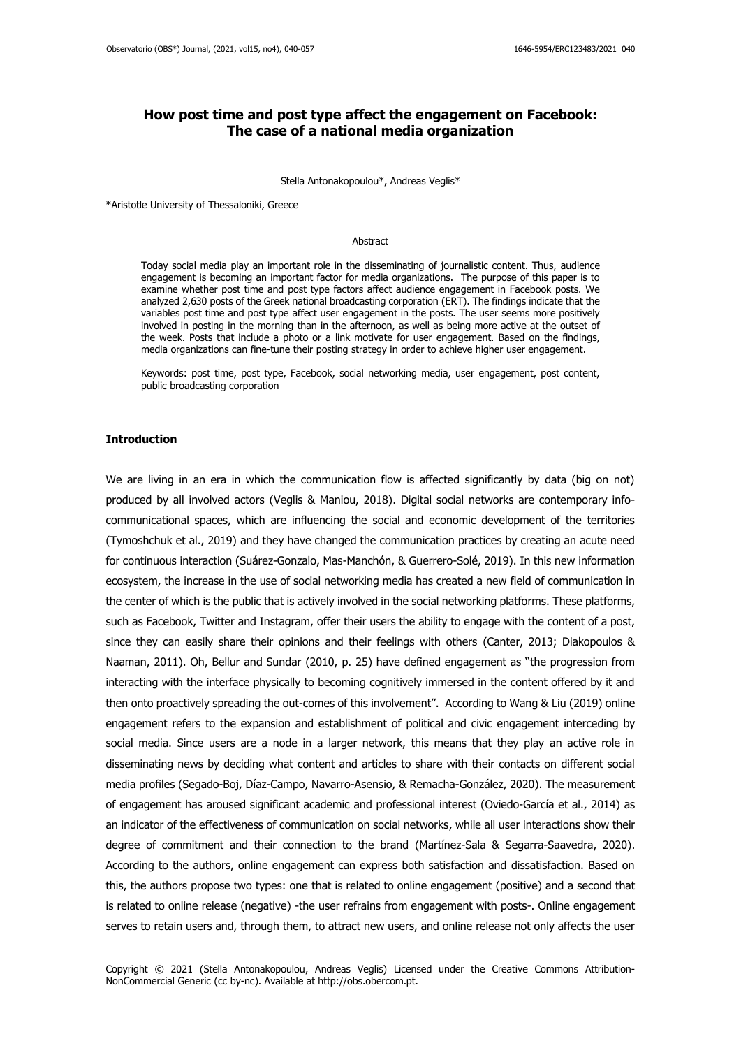# How post time and post type affect the engagement on Facebook: The case of a national media organization

Stella Antonakopoulou*, Andreas Veglis*

*Aristotle University of Thessaloniki, Greece

### Abstract

Today social media play an important role in the disseminating of journalistic content. Thus, audience engagement is becoming an important factor for media organizations. The purpose of this paper is to examine whether post time and post type factors affect audience engagement in Facebook posts. We analyzed 2,630 posts of the Greek national broadcasting corporation (ERT). The findings indicate that the variables post time and post type affect user engagement in the posts. The user seems more positively involved in posting in the morning than in the afternoon, as well as being more active at the outset of the week. Posts that include a photo or a link motivate for user engagement. Based on the findings, media organizations can fine-tune their posting strategy in order to achieve higher user engagement.

Keywords: post time, post type, Facebook, social networking media, user engagement, post content, public broadcasting corporation

## Introduction

We are living in an era in which the communication flow is affected significantly by data (big on not) produced by all involved actors (Veglis & Maniou, 2018). Digital social networks are contemporary info-communicational spaces, which are influencing the social and economic development of the territories (Tymoshchuk et al., 2019) and they have changed the communication practices by creating an acute need for continuous interaction (Suárez-Gonzalo, Mas-Manchón, & Guerrero-Solé, 2019). In this new information ecosystem, the increase in the use of social networking media has created a new field of communication in the center of which is the public that is actively involved in the social networking platforms. These platforms, such as Facebook, Twitter and Instagram, offer their users the ability to engage with the content of a post, since they can easily share their opinions and their feelings with others (Canter, 2013; Diakopoulos & Naaman, 2011). Oh, Bellur and Sundar (2010, p. 25) have defined engagement as "the progression from interacting with the interface physically to becoming cognitively immersed in the content offered by it and then onto proactively spreading the out-comes of this involvement". According to Wang & Liu (2019) online engagement refers to the expansion and establishment of political and civic engagement interceding by social media. Since users are a node in a larger network, this means that they play an active role in disseminating news by deciding what content and articles to share with their contacts on different social media profiles (Segado-Boj, Díaz-Campo, Navarro-Asensio, & Remacha-González, 2020). The measurement of engagement has aroused significant academic and professional interest (Oviedo-García et al., 2014) as an indicator of the effectiveness of communication on social networks, while all user interactions show their degree of commitment and their connection to the brand (Martínez-Sala & Segarra-Saavedra, 2020). According to the authors, online engagement can express both satisfaction and dissatisfaction. Based on this, the authors propose two types: one that is related to online engagement (positive) and a second that is related to online release (negative) -the user refrains from engagement with posts-. Online engagement serves to retain users and, through them, to attract new users, and online release not only affects the user

Copyright © 2021 (Stella Antonakopoulou, Andreas Veglis) Licensed under the Creative Commons Attribution-NonCommercial Generic (cc by-nc). Available at http://obs.obercom.pt.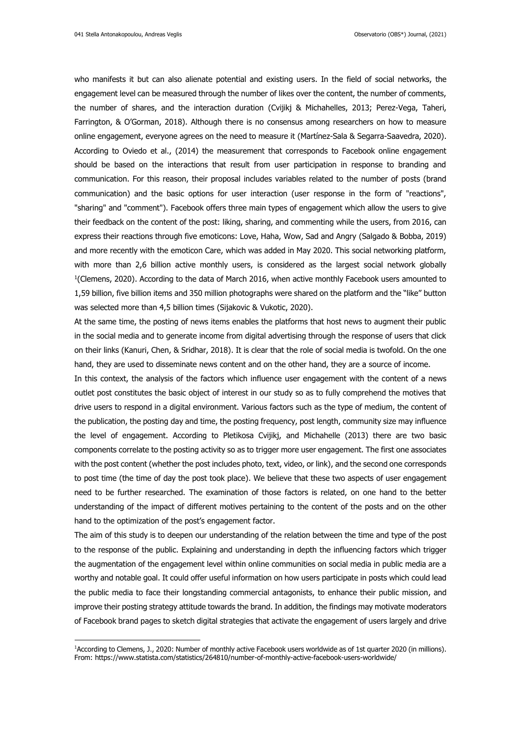who manifests it but can also alienate potential and existing users. In the field of social networks, the engagement level can be measured through the number of likes over the content, the number of comments, the number of shares, and the interaction duration (Cvijikj & Michahelles, 2013; Perez-Vega, Taheri, Farrington, & O'Gorman, 2018). Although there is no consensus among researchers on how to measure online engagement, everyone agrees on the need to measure it (Martínez-Sala & Segarra-Saavedra, 2020). According to Oviedo et al., (2014) the measurement that corresponds to Facebook online engagement should be based on the interactions that result from user participation in response to branding and communication. For this reason, their proposal includes variables related to the number of posts (brand communication) and the basic options for user interaction (user response in the form of "reactions", "sharing" and "comment"). Facebook offers three main types of engagement which allow the users to give their feedback on the content of the post: liking, sharing, and commenting while the users, from 2016, can express their reactions through five emoticons: Love, Haha, Wow, Sad and Angry (Salgado & Bobba, 2019) and more recently with the emoticon Care, which was added in May 2020. This social networking platform, with more than 2,6 billion active monthly users, is considered as the largest social network globally [1](Clemens, 2020). According to the data of March 2016, when active monthly Facebook users amounted to 1,59 billion, five billion items and 350 million photographs were shared on the platform and the "like" button was selected more than 4,5 billion times (Sijakovic & Vukotic, 2020).

At the same time, the posting of news items enables the platforms that host news to augment their public in the social media and to generate income from digital advertising through the response of users that click on their links (Kanuri, Chen, & Sridhar, 2018). It is clear that the role of social media is twofold. On the one hand, they are used to disseminate news content and on the other hand, they are a source of income.

In this context, the analysis of the factors which influence user engagement with the content of a news outlet post constitutes the basic object of interest in our study so as to fully comprehend the motives that drive users to respond in a digital environment. Various factors such as the type of medium, the content of the publication, the posting day and time, the posting frequency, post length, community size may influence the level of engagement. According to Pletikosa Cvijikj, and Michahelle (2013) there are two basic components correlate to the posting activity so as to trigger more user engagement. The first one associates with the post content (whether the post includes photo, text, video, or link), and the second one corresponds to post time (the time of day the post took place). We believe that these two aspects of user engagement need to be further researched. The examination of those factors is related, on one hand to the better understanding of the impact of different motives pertaining to the content of the posts and on the other hand to the optimization of the post's engagement factor.

The aim of this study is to deepen our understanding of the relation between the time and type of the post to the response of the public. Explaining and understanding in depth the influencing factors which trigger the augmentation of the engagement level within online communities on social media in public media are a worthy and notable goal. It could offer useful information on how users participate in posts which could lead the public media to face their longstanding commercial antagonists, to enhance their public mission, and improve their posting strategy attitude towards the brand. In addition, the findings may motivate moderators of Facebook brand pages to sketch digital strategies that activate the engagement of users largely and drive

[1]According to Clemens, J., 2020: Number of monthly active Facebook users worldwide as of 1st quarter 2020 (in millions). From: https://www.statista.com/statistics/264810/number-of-monthly-active-facebook-users-worldwide/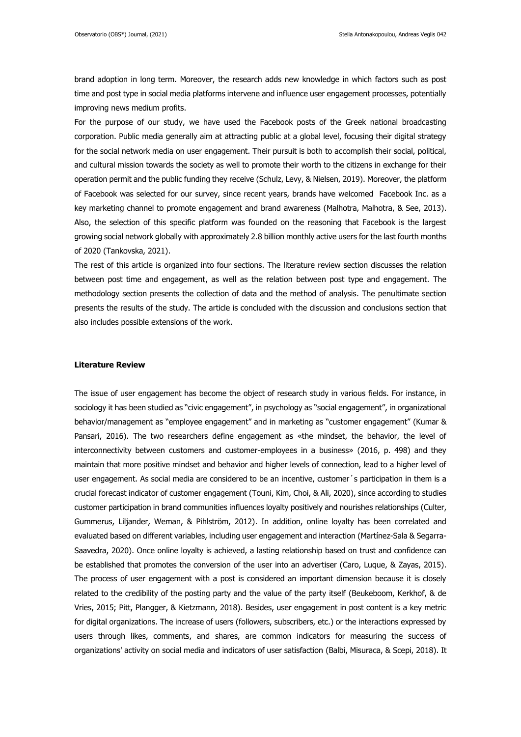brand adoption in long term. Moreover, the research adds new knowledge in which factors such as post time and post type in social media platforms intervene and influence user engagement processes, potentially improving news medium profits.

For the purpose of our study, we have used the Facebook posts of the Greek national broadcasting corporation. Public media generally aim at attracting public at a global level, focusing their digital strategy for the social network media on user engagement. Their pursuit is both to accomplish their social, political, and cultural mission towards the society as well to promote their worth to the citizens in exchange for their operation permit and the public funding they receive (Schulz, Levy, & Nielsen, 2019). Moreover, the platform of Facebook was selected for our survey, since recent years, brands have welcomed Facebook Inc. as a key marketing channel to promote engagement and brand awareness (Malhotra, Malhotra, & See, 2013). Also, the selection of this specific platform was founded on the reasoning that Facebook is the largest growing social network globally with approximately 2.8 billion monthly active users for the last fourth months of 2020 (Tankovska, 2021).

The rest of this article is organized into four sections. The literature review section discusses the relation between post time and engagement, as well as the relation between post type and engagement. The methodology section presents the collection of data and the method of analysis. The penultimate section presents the results of the study. The article is concluded with the discussion and conclusions section that also includes possible extensions of the work.

## Literature Review

The issue of user engagement has become the object of research study in various fields. For instance, in sociology it has been studied as "civic engagement", in psychology as "social engagement", in organizational behavior/management as "employee engagement" and in marketing as "customer engagement" (Kumar & Pansari, 2016). The two researchers define engagement as «the mindset, the behavior, the level of interconnectivity between customers and customer-employees in a business» (2016, p. 498) and they maintain that more positive mindset and behavior and higher levels of connection, lead to a higher level of user engagement. As social media are considered to be an incentive, customer᾽s participation in them is a crucial forecast indicator of customer engagement (Touni, Kim, Choi, & Ali, 2020), since according to studies customer participation in brand communities influences loyalty positively and nourishes relationships (Culter, Gummerus, Liljander, Weman, & Pihlström, 2012). In addition, online loyalty has been correlated and evaluated based on different variables, including user engagement and interaction (Martínez-Sala & Segarra-Saavedra, 2020). Once online loyalty is achieved, a lasting relationship based on trust and confidence can be established that promotes the conversion of the user into an advertiser (Caro, Luque, & Zayas, 2015). The process of user engagement with a post is considered an important dimension because it is closely related to the credibility of the posting party and the value of the party itself (Beukeboom, Kerkhof, & de Vries, 2015; Pitt, Plangger, & Kietzmann, 2018). Besides, user engagement in post content is a key metric for digital organizations. The increase of users (followers, subscribers, etc.) or the interactions expressed by users through likes, comments, and shares, are common indicators for measuring the success of organizations' activity on social media and indicators of user satisfaction (Balbi, Misuraca, & Scepi, 2018). It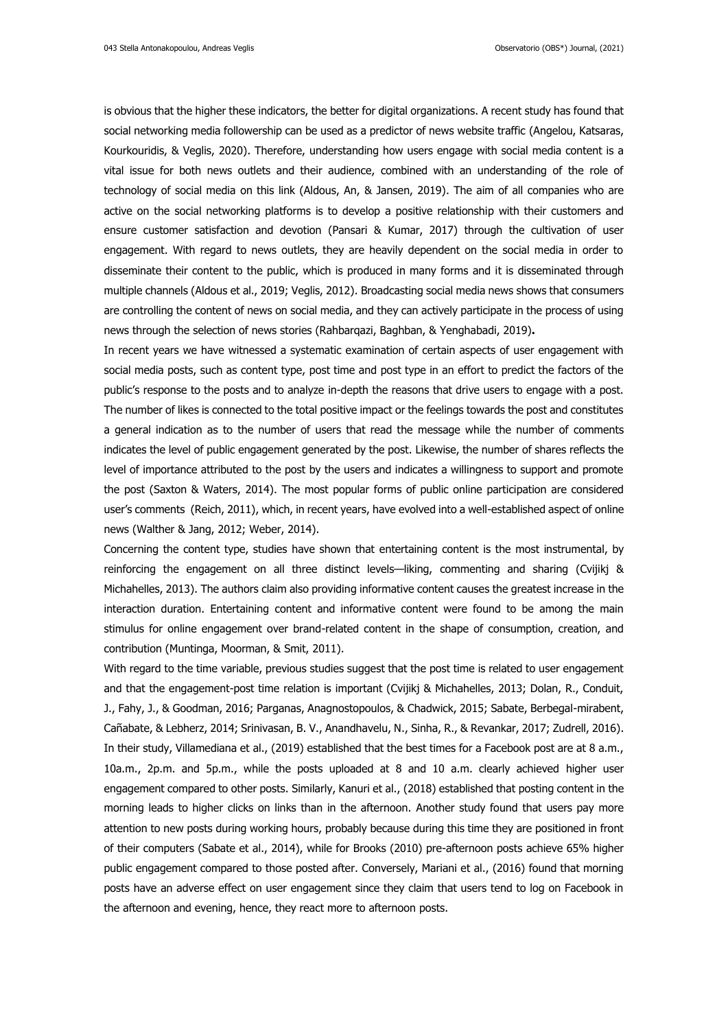is obvious that the higher these indicators, the better for digital organizations. A recent study has found that social networking media followership can be used as a predictor of news website traffic (Angelou, Katsaras, Kourkouridis, & Veglis, 2020). Therefore, understanding how users engage with social media content is a vital issue for both news outlets and their audience, combined with an understanding of the role of technology of social media on this link (Aldous, An, & Jansen, 2019). The aim of all companies who are active on the social networking platforms is to develop a positive relationship with their customers and ensure customer satisfaction and devotion (Pansari & Kumar, 2017) through the cultivation of user engagement. With regard to news outlets, they are heavily dependent on the social media in order to disseminate their content to the public, which is produced in many forms and it is disseminated through multiple channels (Aldous et al., 2019; Veglis, 2012). Broadcasting social media news shows that consumers are controlling the content of news on social media, and they can actively participate in the process of using news through the selection of news stories (Rahbarqazi, Baghban, & Yenghabadi, 2019)**.**

In recent years we have witnessed a systematic examination of certain aspects of user engagement with social media posts, such as content type, post time and post type in an effort to predict the factors of the public's response to the posts and to analyze in-depth the reasons that drive users to engage with a post. The number of likes is connected to the total positive impact or the feelings towards the post and constitutes a general indication as to the number of users that read the message while the number of comments indicates the level of public engagement generated by the post. Likewise, the number of shares reflects the level of importance attributed to the post by the users and indicates a willingness to support and promote the post (Saxton & Waters, 2014). The most popular forms of public online participation are considered user's comments (Reich, 2011), which, in recent years, have evolved into a well-established aspect of online news (Walther & Jang, 2012; Weber, 2014).

Concerning the content type, studies have shown that entertaining content is the most instrumental, by reinforcing the engagement on all three distinct levels—liking, commenting and sharing (Cvijikj & Michahelles, 2013). The authors claim also providing informative content causes the greatest increase in the interaction duration. Entertaining content and informative content were found to be among the main stimulus for online engagement over brand-related content in the shape of consumption, creation, and contribution (Muntinga, Moorman, & Smit, 2011).

With regard to the time variable, previous studies suggest that the post time is related to user engagement and that the engagement-post time relation is important (Cvijikj & Michahelles, 2013; Dolan, R., Conduit, J., Fahy, J., & Goodman, 2016; Parganas, Anagnostopoulos, & Chadwick, 2015; Sabate, Berbegal-mirabent, Cañabate, & Lebherz, 2014; Srinivasan, B. V., Anandhavelu, N., Sinha, R., & Revankar, 2017; Zudrell, 2016). In their study, Villamediana et al., (2019) established that the best times for a Facebook post are at 8 a.m., 10a.m., 2p.m. and 5p.m., while the posts uploaded at 8 and 10 a.m. clearly achieved higher user engagement compared to other posts. Similarly, Kanuri et al., (2018) established that posting content in the morning leads to higher clicks on links than in the afternoon. Another study found that users pay more attention to new posts during working hours, probably because during this time they are positioned in front of their computers (Sabate et al., 2014), while for Brooks (2010) pre-afternoon posts achieve 65% higher public engagement compared to those posted after. Conversely, Mariani et al., (2016) found that morning posts have an adverse effect on user engagement since they claim that users tend to log on Facebook in the afternoon and evening, hence, they react more to afternoon posts.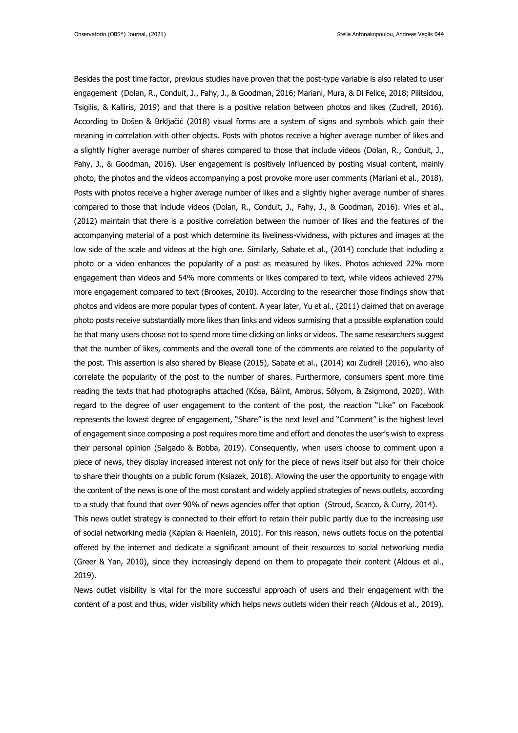Besides the post time factor, previous studies have proven that the post-type variable is also related to user engagement (Dolan, R., Conduit, J., Fahy, J., & Goodman, 2016; Mariani, Mura, & Di Felice, 2018; Pilitsidou, Tsigilis, & Kalliris, 2019) and that there is a positive relation between photos and likes (Zudrell, 2016). According to Došen & Brkljačić (2018) visual forms are a system of signs and symbols which gain their meaning in correlation with other objects. Posts with photos receive a higher average number of likes and a slightly higher average number of shares compared to those that include videos (Dolan, R., Conduit, J., Fahy, J., & Goodman, 2016). User engagement is positively influenced by posting visual content, mainly photo, the photos and the videos accompanying a post provoke more user comments (Mariani et al., 2018). Posts with photos receive a higher average number of likes and a slightly higher average number of shares compared to those that include videos (Dolan, R., Conduit, J., Fahy, J., & Goodman, 2016). Vries et al., (2012) maintain that there is a positive correlation between the number of likes and the features of the accompanying material of a post which determine its liveliness-vividness, with pictures and images at the low side of the scale and videos at the high one. Similarly, Sabate et al., (2014) conclude that including a photo or a video enhances the popularity of a post as measured by likes. Photos achieved 22% more engagement than videos and 54% more comments or likes compared to text, while videos achieved 27% more engagement compared to text (Brookes, 2010). According to the researcher those findings show that photos and videos are more popular types of content. A year later, Yu et al., (2011) claimed that on average photo posts receive substantially more likes than links and videos surmising that a possible explanation could be that many users choose not to spend more time clicking on links or videos. The same researchers suggest that the number of likes, comments and the overall tone of the comments are related to the popularity of the post. This assertion is also shared by Blease (2015), Sabate et al., (2014) και Zudrell (2016), who also correlate the popularity of the post to the number of shares. Furthermore, consumers spent more time reading the texts that had photographs attached (Kósa, Bálint, Ambrus, Sólyom, & Zsigmond, 2020). With regard to the degree of user engagement to the content of the post, the reaction "Like" on Facebook represents the lowest degree of engagement, "Share" is the next level and "Comment" is the highest level of engagement since composing a post requires more time and effort and denotes the user's wish to express their personal opinion (Salgado & Bobba, 2019). Consequently, when users choose to comment upon a piece of news, they display increased interest not only for the piece of news itself but also for their choice to share their thoughts on a public forum (Ksiazek, 2018). Allowing the user the opportunity to engage with the content of the news is one of the most constant and widely applied strategies of news outlets, according to a study that found that over 90% of news agencies offer that option (Stroud, Scacco, & Curry, 2014).

This news outlet strategy is connected to their effort to retain their public partly due to the increasing use of social networking media (Kaplan & Haenlein, 2010). For this reason, news outlets focus on the potential offered by the internet and dedicate a significant amount of their resources to social networking media (Greer & Yan, 2010), since they increasingly depend on them to propagate their content (Aldous et al., 2019).

News outlet visibility is vital for the more successful approach of users and their engagement with the content of a post and thus, wider visibility which helps news outlets widen their reach (Aldous et al., 2019).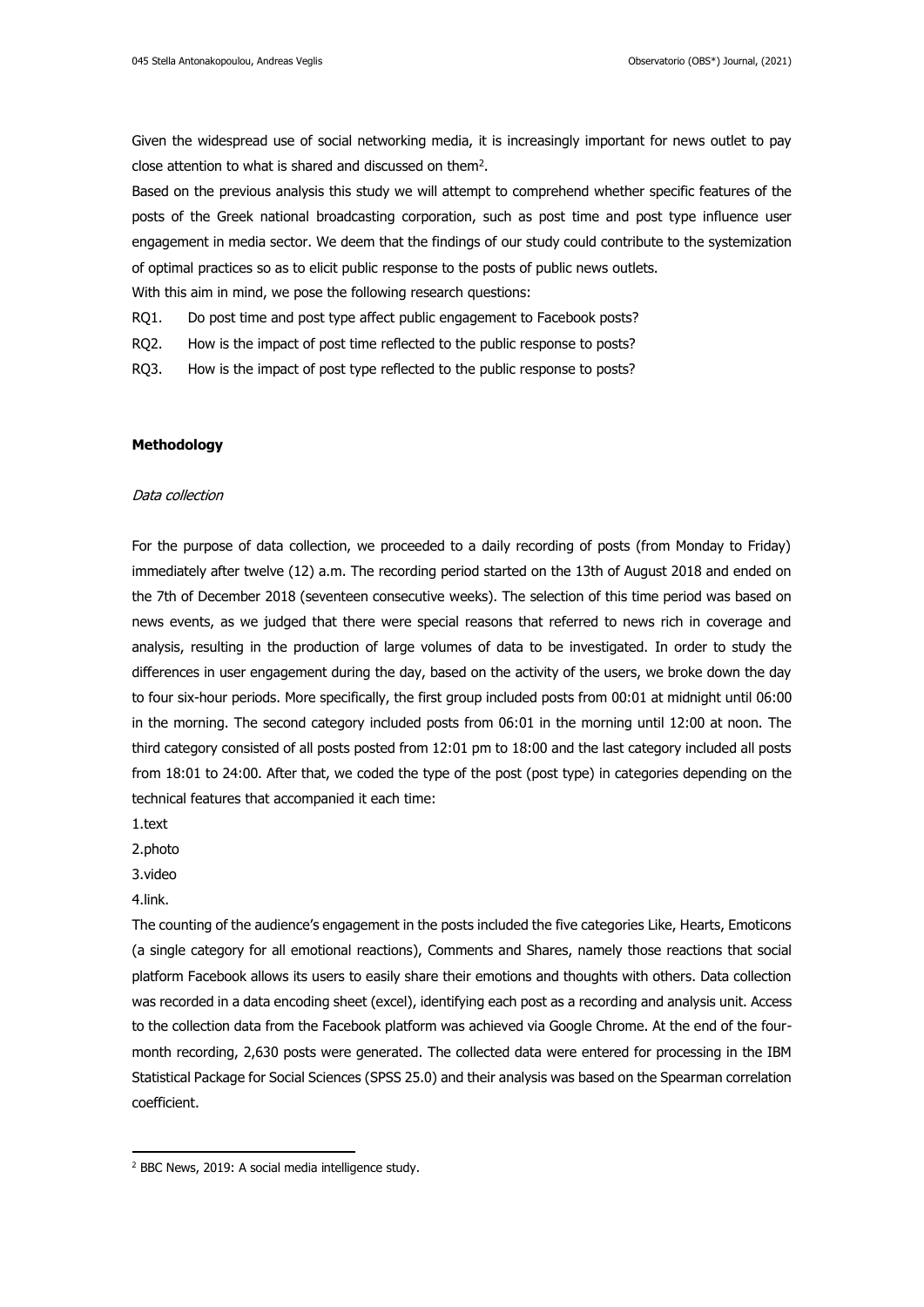Given the widespread use of social networking media, it is increasingly important for news outlet to pay close attention to what is shared and discussed on them[2].

Based on the previous analysis this study we will attempt to comprehend whether specific features of the posts of the Greek national broadcasting corporation, such as post time and post type influence user engagement in media sector. We deem that the findings of our study could contribute to the systemization of optimal practices so as to elicit public response to the posts of public news outlets.

With this aim in mind, we pose the following research questions:

RQ1. Do post time and post type affect public engagement to Facebook posts?

RQ2. How is the impact of post time reflected to the public response to posts?

RQ3. How is the impact of post type reflected to the public response to posts?

**Methodology**

*Data collection*

For the purpose of data collection, we proceeded to a daily recording of posts (from Monday to Friday) immediately after twelve (12) a.m. The recording period started on the 13th of August 2018 and ended on the 7th of December 2018 (seventeen consecutive weeks). The selection of this time period was based on news events, as we judged that there were special reasons that referred to news rich in coverage and analysis, resulting in the production of large volumes of data to be investigated. In order to study the differences in user engagement during the day, based on the activity of the users, we broke down the day to four six-hour periods. More specifically, the first group included posts from 00:01 at midnight until 06:00 in the morning. The second category included posts from 06:01 in the morning until 12:00 at noon. The third category consisted of all posts posted from 12:01 pm to 18:00 and the last category included all posts from 18:01 to 24:00. After that, we coded the type of the post (post type) in categories depending on the technical features that accompanied it each time:

1.text

2.photo

3.video

4.link.

The counting of the audience's engagement in the posts included the five categories Like, Hearts, Emoticons (a single category for all emotional reactions), Comments and Shares, namely those reactions that social platform Facebook allows its users to easily share their emotions and thoughts with others. Data collection was recorded in a data encoding sheet (excel), identifying each post as a recording and analysis unit. Access to the collection data from the Facebook platform was achieved via Google Chrome. At the end of the four-month recording, 2,630 posts were generated. The collected data were entered for processing in the IBM Statistical Package for Social Sciences (SPSS 25.0) and their analysis was based on the Spearman correlation coefficient.

[2] BBC News, 2019: A social media intelligence study.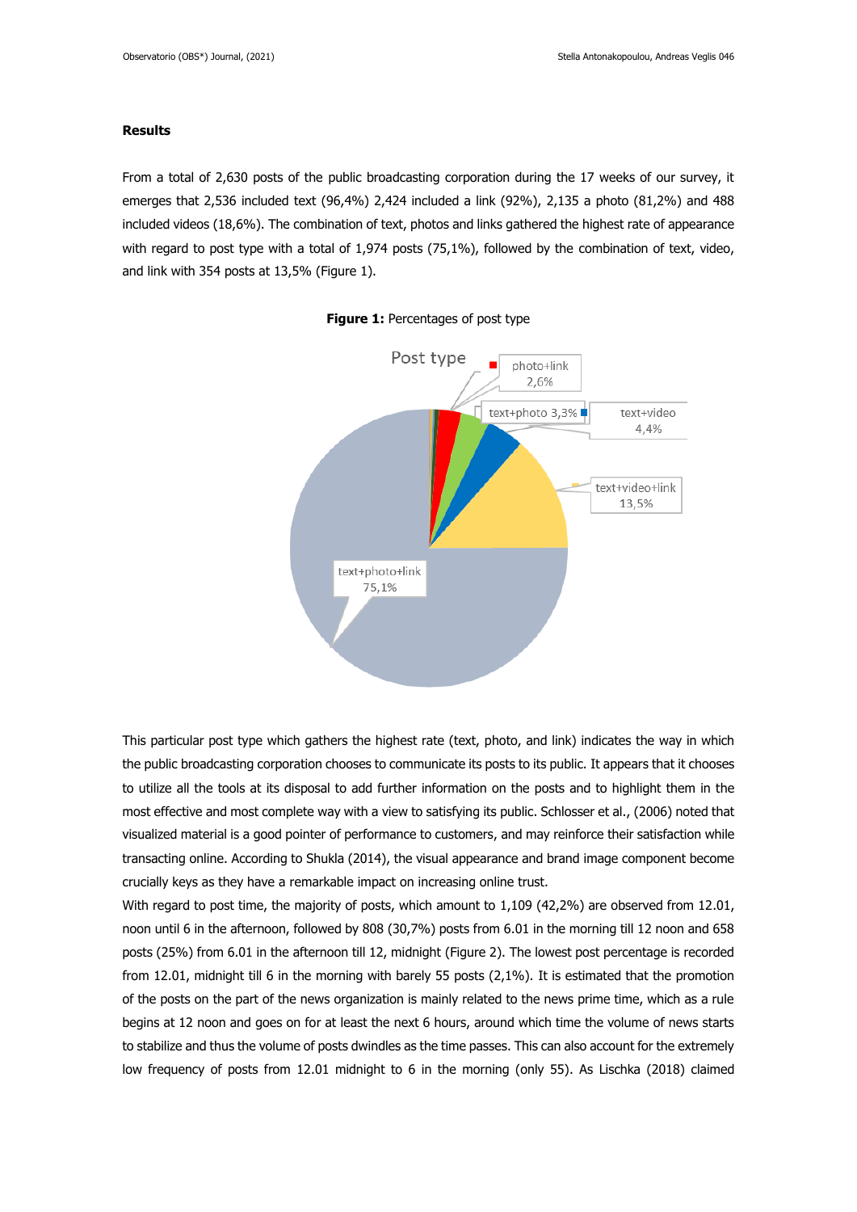**Results**

From a total of 2,630 posts of the public broadcasting corporation during the 17 weeks of our survey, it emerges that 2,536 included text (96,4%) 2,424 included a link (92%), 2,135 a photo (81,2%) and 488 included videos (18,6%). The combination of text, photos and links gathered the highest rate of appearance with regard to post type with a total of 1,974 posts (75,1%), followed by the combination of text, video, and link with 354 posts at 13,5% (Figure 1).

**Figure 1:** Percentages of post type

This particular post type which gathers the highest rate (text, photo, and link) indicates the way in which the public broadcasting corporation chooses to communicate its posts to its public. It appears that it chooses to utilize all the tools at its disposal to add further information on the posts and to highlight them in the most effective and most complete way with a view to satisfying its public. Schlosser et al., (2006) noted that visualized material is a good pointer of performance to customers, and may reinforce their satisfaction while transacting online. According to Shukla (2014), the visual appearance and brand image component become crucially keys as they have a remarkable impact on increasing online trust.

With regard to post time, the majority of posts, which amount to 1,109 (42,2%) are observed from 12.01, noon until 6 in the afternoon, followed by 808 (30,7%) posts from 6.01 in the morning till 12 noon and 658 posts (25%) from 6.01 in the afternoon till 12, midnight (Figure 2). The lowest post percentage is recorded from 12.01, midnight till 6 in the morning with barely 55 posts (2,1%). It is estimated that the promotion of the posts on the part of the news organization is mainly related to the news prime time, which as a rule begins at 12 noon and goes on for at least the next 6 hours, around which time the volume of news starts to stabilize and thus the volume of posts dwindles as the time passes. This can also account for the extremely low frequency of posts from 12.01 midnight to 6 in the morning (only 55). As Lischka (2018) claimed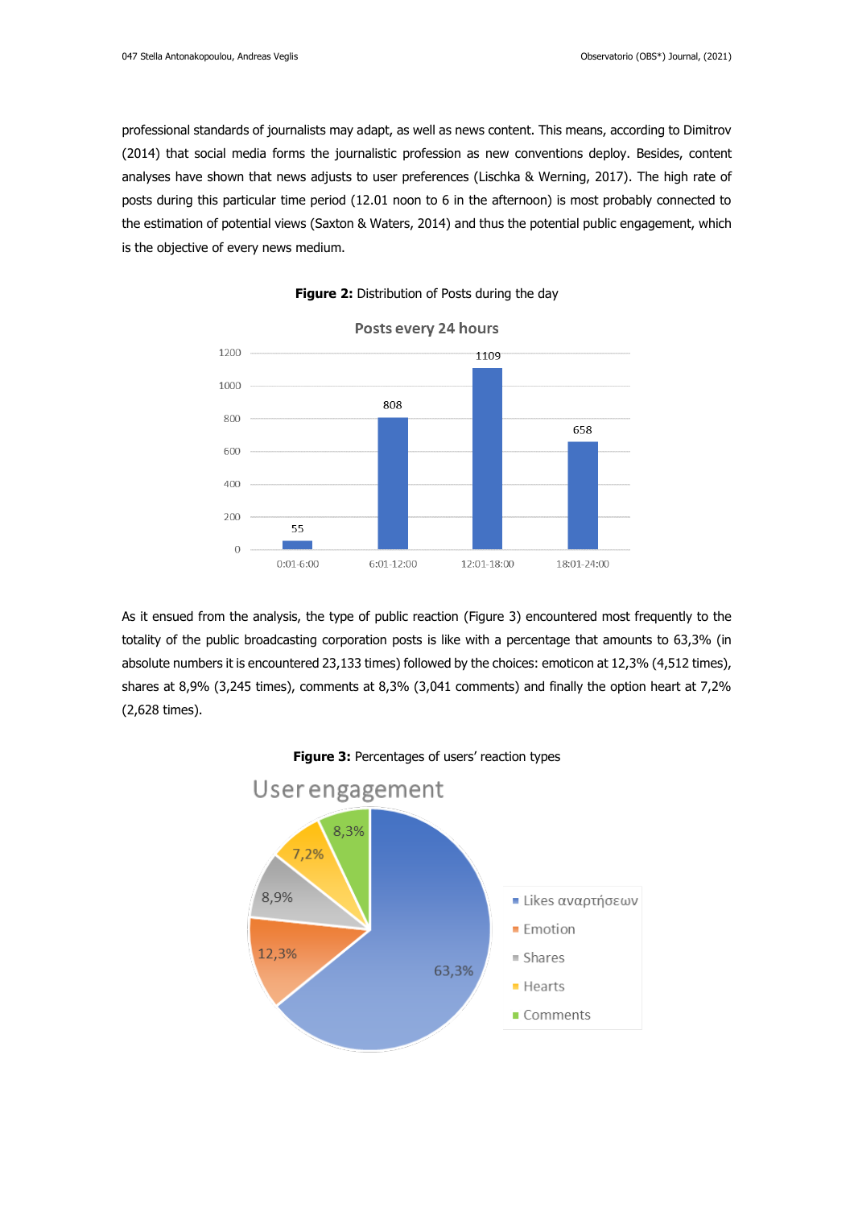professional standards of journalists may adapt, as well as news content. This means, according to Dimitrov (2014) that social media forms the journalistic profession as new conventions deploy. Besides, content analyses have shown that news adjusts to user preferences (Lischka & Werning, 2017). The high rate of posts during this particular time period (12.01 noon to 6 in the afternoon) is most probably connected to the estimation of potential views (Saxton & Waters, 2014) and thus the potential public engagement, which is the objective of every news medium.

**Figure 2:** Distribution of Posts during the day

As it ensued from the analysis, the type of public reaction (Figure 3) encountered most frequently to the totality of the public broadcasting corporation posts is like with a percentage that amounts to 63,3% (in absolute numbers it is encountered 23,133 times) followed by the choices: emoticon at 12,3% (4,512 times), shares at 8,9% (3,245 times), comments at 8,3% (3,041 comments) and finally the option heart at 7,2% (2,628 times).

**Figure 3:** Percentages of users' reaction types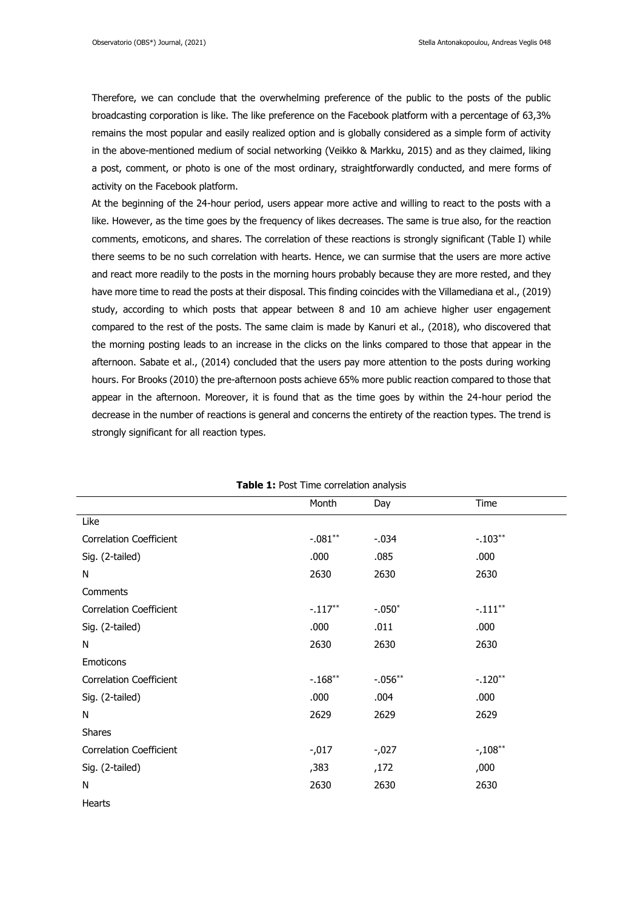Therefore, we can conclude that the overwhelming preference of the public to the posts of the public broadcasting corporation is like. The like preference on the Facebook platform with a percentage of 63,3% remains the most popular and easily realized option and is globally considered as a simple form of activity in the above-mentioned medium of social networking (Veikko & Markku, 2015) and as they claimed, liking a post, comment, or photo is one of the most ordinary, straightforwardly conducted, and mere forms of activity on the Facebook platform.

At the beginning of the 24-hour period, users appear more active and willing to react to the posts with a like. However, as the time goes by the frequency of likes decreases. The same is true also, for the reaction comments, emoticons, and shares. The correlation of these reactions is strongly significant (Table I) while there seems to be no such correlation with hearts. Hence, we can surmise that the users are more active and react more readily to the posts in the morning hours probably because they are more rested, and they have more time to read the posts at their disposal. This finding coincides with the Villamediana et al., (2019) study, according to which posts that appear between 8 and 10 am achieve higher user engagement compared to the rest of the posts. The same claim is made by Kanuri et al., (2018), who discovered that the morning posting leads to an increase in the clicks on the links compared to those that appear in the afternoon. Sabate et al., (2014) concluded that the users pay more attention to the posts during working hours. For Brooks (2010) the pre-afternoon posts achieve 65% more public reaction compared to those that appear in the afternoon. Moreover, it is found that as the time goes by within the 24-hour period the decrease in the number of reactions is general and concerns the entirety of the reaction types. The trend is strongly significant for all reaction types.

**Table 1:** Post Time correlation analysis

| | Month | Day | Time |
|---|---|---|---|
| Like | | | |
| Correlation Coefficient | -.081** | -.034 | -.103** |
| Sig. (2-tailed) | .000 | .085 | .000 |
| N | 2630 | 2630 | 2630 |
| Comments | | | |
| Correlation Coefficient | -.117** | -.050* | -.111** |
| Sig. (2-tailed) | .000 | .011 | .000 |
| N | 2630 | 2630 | 2630 |
| Emoticons | | | |
| Correlation Coefficient | -.168** | -.056** | -.120** |
| Sig. (2-tailed) | .000 | .004 | .000 |
| N | 2629 | 2629 | 2629 |
| Shares | | | |
| Correlation Coefficient | -,017 | -,027 | -,108** |
| Sig. (2-tailed) | ,383 | ,172 | ,000 |
| N | 2630 | 2630 | 2630 |
| Hearts | | | |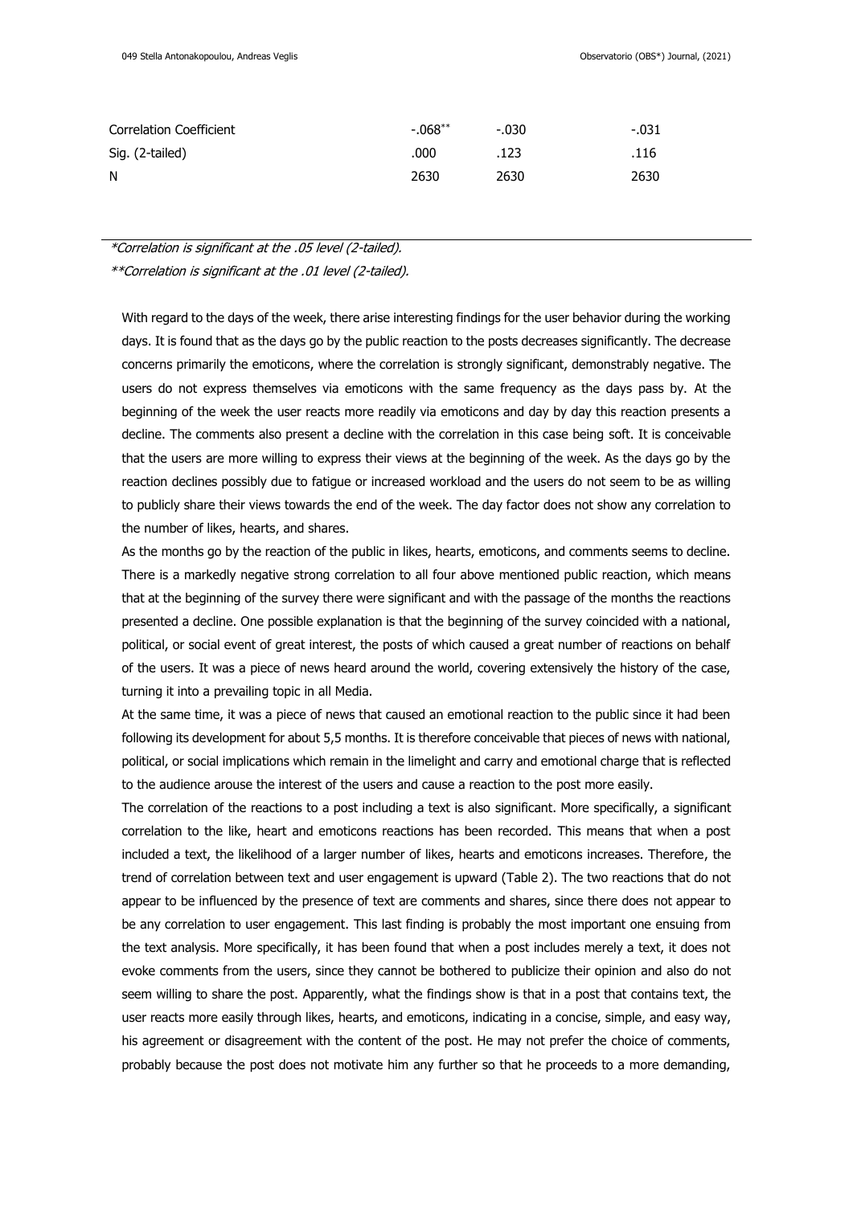| | | | |
|---|---|---|---|
| Correlation Coefficient | -.068** | -.030 | -.031 |
| Sig. (2-tailed) | .000 | .123 | .116 |
| N | 2630 | 2630 | 2630 |

*\*Correlation is significant at the .05 level (2-tailed).*

*\*\*Correlation is significant at the .01 level (2-tailed).*

With regard to the days of the week, there arise interesting findings for the user behavior during the working days. It is found that as the days go by the public reaction to the posts decreases significantly. The decrease concerns primarily the emoticons, where the correlation is strongly significant, demonstrably negative. The users do not express themselves via emoticons with the same frequency as the days pass by. At the beginning of the week the user reacts more readily via emoticons and day by day this reaction presents a decline. The comments also present a decline with the correlation in this case being soft. It is conceivable that the users are more willing to express their views at the beginning of the week. As the days go by the reaction declines possibly due to fatigue or increased workload and the users do not seem to be as willing to publicly share their views towards the end of the week. The day factor does not show any correlation to the number of likes, hearts, and shares.

As the months go by the reaction of the public in likes, hearts, emoticons, and comments seems to decline. There is a markedly negative strong correlation to all four above mentioned public reaction, which means that at the beginning of the survey there were significant and with the passage of the months the reactions presented a decline. One possible explanation is that the beginning of the survey coincided with a national, political, or social event of great interest, the posts of which caused a great number of reactions on behalf of the users. It was a piece of news heard around the world, covering extensively the history of the case, turning it into a prevailing topic in all Media.

At the same time, it was a piece of news that caused an emotional reaction to the public since it had been following its development for about 5,5 months. It is therefore conceivable that pieces of news with national, political, or social implications which remain in the limelight and carry and emotional charge that is reflected to the audience arouse the interest of the users and cause a reaction to the post more easily.

The correlation of the reactions to a post including a text is also significant. More specifically, a significant correlation to the like, heart and emoticons reactions has been recorded. This means that when a post included a text, the likelihood of a larger number of likes, hearts and emoticons increases. Therefore, the trend of correlation between text and user engagement is upward (Table 2). The two reactions that do not appear to be influenced by the presence of text are comments and shares, since there does not appear to be any correlation to user engagement. This last finding is probably the most important one ensuing from the text analysis. More specifically, it has been found that when a post includes merely a text, it does not evoke comments from the users, since they cannot be bothered to publicize their opinion and also do not seem willing to share the post. Apparently, what the findings show is that in a post that contains text, the user reacts more easily through likes, hearts, and emoticons, indicating in a concise, simple, and easy way, his agreement or disagreement with the content of the post. He may not prefer the choice of comments, probably because the post does not motivate him any further so that he proceeds to a more demanding,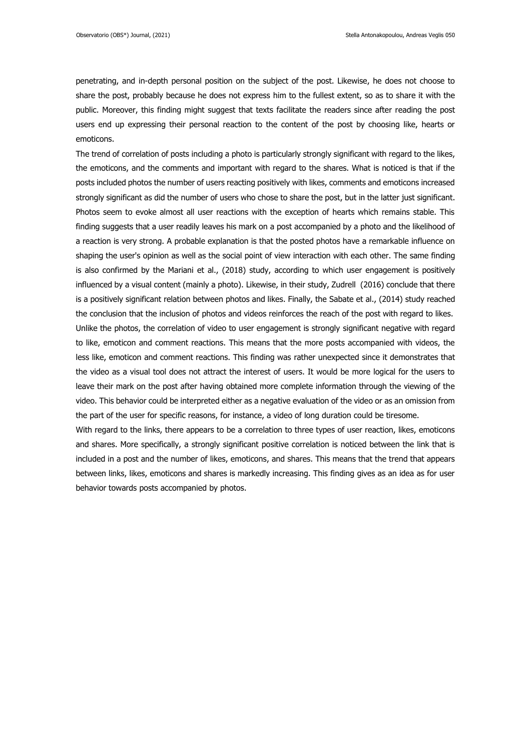penetrating, and in-depth personal position on the subject of the post. Likewise, he does not choose to share the post, probably because he does not express him to the fullest extent, so as to share it with the public. Moreover, this finding might suggest that texts facilitate the readers since after reading the post users end up expressing their personal reaction to the content of the post by choosing like, hearts or emoticons.

The trend of correlation of posts including a photo is particularly strongly significant with regard to the likes, the emoticons, and the comments and important with regard to the shares. What is noticed is that if the posts included photos the number of users reacting positively with likes, comments and emoticons increased strongly significant as did the number of users who chose to share the post, but in the latter just significant. Photos seem to evoke almost all user reactions with the exception of hearts which remains stable. This finding suggests that a user readily leaves his mark on a post accompanied by a photo and the likelihood of a reaction is very strong. A probable explanation is that the posted photos have a remarkable influence on shaping the user's opinion as well as the social point of view interaction with each other. The same finding is also confirmed by the Mariani et al., (2018) study, according to which user engagement is positively influenced by a visual content (mainly a photo). Likewise, in their study, Zudrell (2016) conclude that there is a positively significant relation between photos and likes. Finally, the Sabate et al., (2014) study reached the conclusion that the inclusion of photos and videos reinforces the reach of the post with regard to likes.

Unlike the photos, the correlation of video to user engagement is strongly significant negative with regard to like, emoticon and comment reactions. This means that the more posts accompanied with videos, the less like, emoticon and comment reactions. This finding was rather unexpected since it demonstrates that the video as a visual tool does not attract the interest of users. It would be more logical for the users to leave their mark on the post after having obtained more complete information through the viewing of the video. This behavior could be interpreted either as a negative evaluation of the video or as an omission from the part of the user for specific reasons, for instance, a video of long duration could be tiresome.

With regard to the links, there appears to be a correlation to three types of user reaction, likes, emoticons and shares. More specifically, a strongly significant positive correlation is noticed between the link that is included in a post and the number of likes, emoticons, and shares. This means that the trend that appears between links, likes, emoticons and shares is markedly increasing. This finding gives as an idea as for user behavior towards posts accompanied by photos.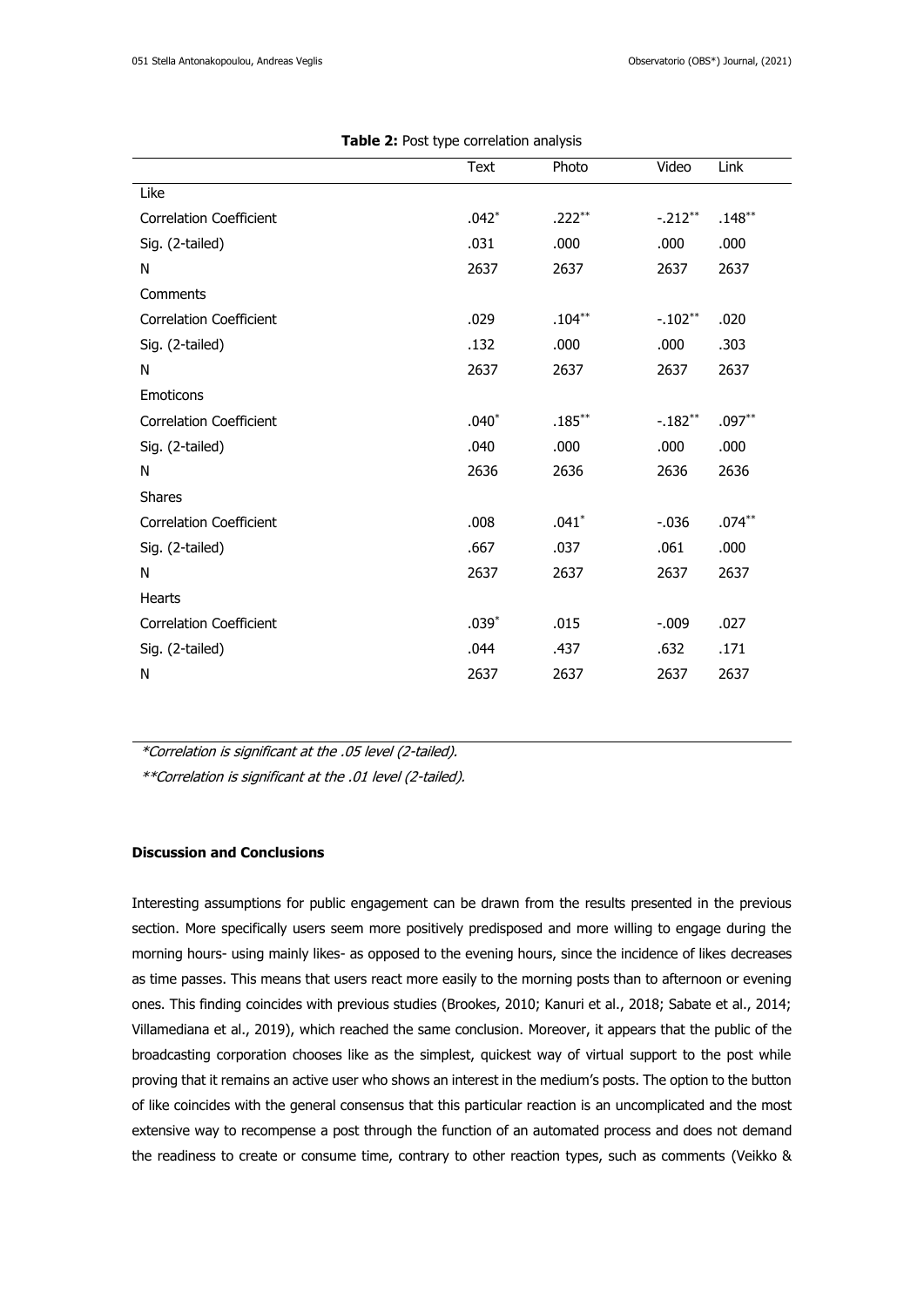**Table 2:** Post type correlation analysis

| | Text | Photo | Video | Link |
|---|---|---|---|---|
| Like | | | | |
| Correlation Coefficient | .042* | .222** | -.212** | .148** |
| Sig. (2-tailed) | .031 | .000 | .000 | .000 |
| N | 2637 | 2637 | 2637 | 2637 |
| Comments | | | | |
| Correlation Coefficient | .029 | .104** | -.102** | .020 |
| Sig. (2-tailed) | .132 | .000 | .000 | .303 |
| N | 2637 | 2637 | 2637 | 2637 |
| Emoticons | | | | |
| Correlation Coefficient | .040* | .185** | -.182** | .097** |
| Sig. (2-tailed) | .040 | .000 | .000 | .000 |
| N | 2636 | 2636 | 2636 | 2636 |
| Shares | | | | |
| Correlation Coefficient | .008 | .041* | -.036 | .074** |
| Sig. (2-tailed) | .667 | .037 | .061 | .000 |
| N | 2637 | 2637 | 2637 | 2637 |
| Hearts | | | | |
| Correlation Coefficient | .039* | .015 | -.009 | .027 |
| Sig. (2-tailed) | .044 | .437 | .632 | .171 |
| N | 2637 | 2637 | 2637 | 2637 |

*\*Correlation is significant at the .05 level (2-tailed).*

*\*\*Correlation is significant at the .01 level (2-tailed).*

**Discussion and Conclusions**

Interesting assumptions for public engagement can be drawn from the results presented in the previous section. More specifically users seem more positively predisposed and more willing to engage during the morning hours- using mainly likes- as opposed to the evening hours, since the incidence of likes decreases as time passes. This means that users react more easily to the morning posts than to afternoon or evening ones. This finding coincides with previous studies (Brookes, 2010; Kanuri et al., 2018; Sabate et al., 2014; Villamediana et al., 2019), which reached the same conclusion. Moreover, it appears that the public of the broadcasting corporation chooses like as the simplest, quickest way of virtual support to the post while proving that it remains an active user who shows an interest in the medium's posts. The option to the button of like coincides with the general consensus that this particular reaction is an uncomplicated and the most extensive way to recompense a post through the function of an automated process and does not demand the readiness to create or consume time, contrary to other reaction types, such as comments (Veikko &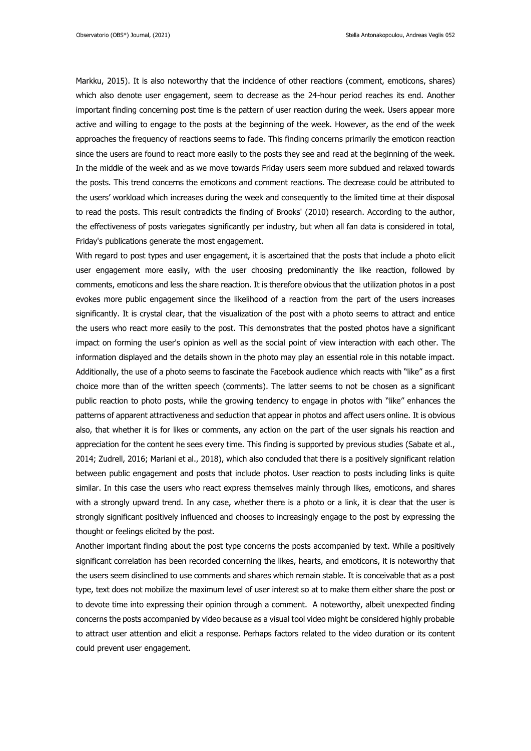Markku, 2015). It is also noteworthy that the incidence of other reactions (comment, emoticons, shares) which also denote user engagement, seem to decrease as the 24-hour period reaches its end. Another important finding concerning post time is the pattern of user reaction during the week. Users appear more active and willing to engage to the posts at the beginning of the week. However, as the end of the week approaches the frequency of reactions seems to fade. This finding concerns primarily the emoticon reaction since the users are found to react more easily to the posts they see and read at the beginning of the week. In the middle of the week and as we move towards Friday users seem more subdued and relaxed towards the posts. This trend concerns the emoticons and comment reactions. The decrease could be attributed to the users' workload which increases during the week and consequently to the limited time at their disposal to read the posts. This result contradicts the finding of Brooks' (2010) research. According to the author, the effectiveness of posts variegates significantly per industry, but when all fan data is considered in total, Friday's publications generate the most engagement.

With regard to post types and user engagement, it is ascertained that the posts that include a photo elicit user engagement more easily, with the user choosing predominantly the like reaction, followed by comments, emoticons and less the share reaction. It is therefore obvious that the utilization photos in a post evokes more public engagement since the likelihood of a reaction from the part of the users increases significantly. It is crystal clear, that the visualization of the post with a photo seems to attract and entice the users who react more easily to the post. This demonstrates that the posted photos have a significant impact on forming the user's opinion as well as the social point of view interaction with each other. The information displayed and the details shown in the photo may play an essential role in this notable impact. Additionally, the use of a photo seems to fascinate the Facebook audience which reacts with "like" as a first choice more than of the written speech (comments). The latter seems to not be chosen as a significant public reaction to photo posts, while the growing tendency to engage in photos with "like" enhances the patterns of apparent attractiveness and seduction that appear in photos and affect users online. It is obvious also, that whether it is for likes or comments, any action on the part of the user signals his reaction and appreciation for the content he sees every time. This finding is supported by previous studies (Sabate et al., 2014; Zudrell, 2016; Mariani et al., 2018), which also concluded that there is a positively significant relation between public engagement and posts that include photos. User reaction to posts including links is quite similar. In this case the users who react express themselves mainly through likes, emoticons, and shares with a strongly upward trend. In any case, whether there is a photo or a link, it is clear that the user is strongly significant positively influenced and chooses to increasingly engage to the post by expressing the thought or feelings elicited by the post.

Another important finding about the post type concerns the posts accompanied by text. While a positively significant correlation has been recorded concerning the likes, hearts, and emoticons, it is noteworthy that the users seem disinclined to use comments and shares which remain stable. It is conceivable that as a post type, text does not mobilize the maximum level of user interest so at to make them either share the post or to devote time into expressing their opinion through a comment. A noteworthy, albeit unexpected finding concerns the posts accompanied by video because as a visual tool video might be considered highly probable to attract user attention and elicit a response. Perhaps factors related to the video duration or its content could prevent user engagement.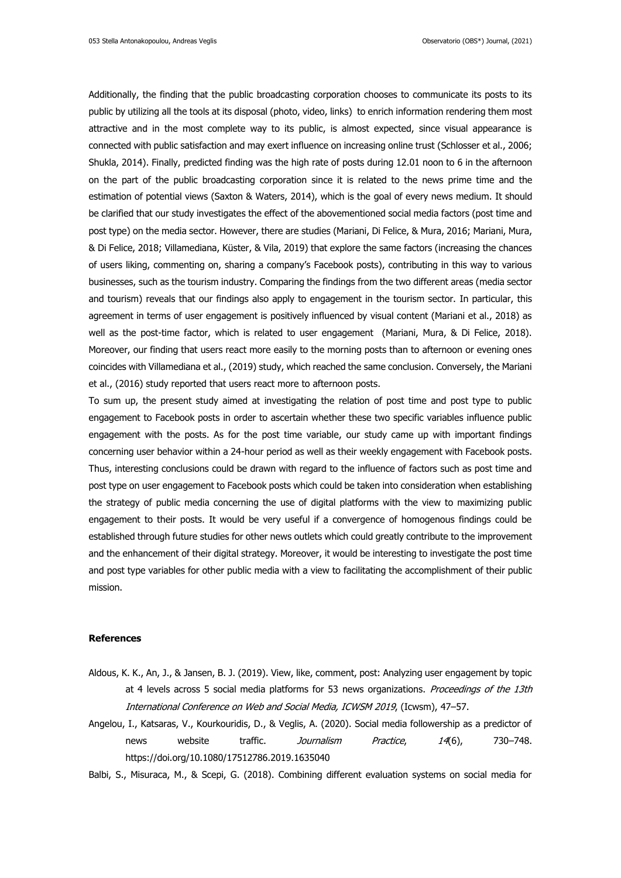Additionally, the finding that the public broadcasting corporation chooses to communicate its posts to its public by utilizing all the tools at its disposal (photo, video, links) to enrich information rendering them most attractive and in the most complete way to its public, is almost expected, since visual appearance is connected with public satisfaction and may exert influence on increasing online trust (Schlosser et al., 2006; Shukla, 2014). Finally, predicted finding was the high rate of posts during 12.01 noon to 6 in the afternoon on the part of the public broadcasting corporation since it is related to the news prime time and the estimation of potential views (Saxton & Waters, 2014), which is the goal of every news medium. It should be clarified that our study investigates the effect of the abovementioned social media factors (post time and post type) on the media sector. However, there are studies (Mariani, Di Felice, & Mura, 2016; Mariani, Mura, & Di Felice, 2018; Villamediana, Küster, & Vila, 2019) that explore the same factors (increasing the chances of users liking, commenting on, sharing a company's Facebook posts), contributing in this way to various businesses, such as the tourism industry. Comparing the findings from the two different areas (media sector and tourism) reveals that our findings also apply to engagement in the tourism sector. In particular, this agreement in terms of user engagement is positively influenced by visual content (Mariani et al., 2018) as well as the post-time factor, which is related to user engagement (Mariani, Mura, & Di Felice, 2018). Moreover, our finding that users react more easily to the morning posts than to afternoon or evening ones coincides with Villamediana et al., (2019) study, which reached the same conclusion. Conversely, the Mariani et al., (2016) study reported that users react more to afternoon posts.

To sum up, the present study aimed at investigating the relation of post time and post type to public engagement to Facebook posts in order to ascertain whether these two specific variables influence public engagement with the posts. As for the post time variable, our study came up with important findings concerning user behavior within a 24-hour period as well as their weekly engagement with Facebook posts. Thus, interesting conclusions could be drawn with regard to the influence of factors such as post time and post type on user engagement to Facebook posts which could be taken into consideration when establishing the strategy of public media concerning the use of digital platforms with the view to maximizing public engagement to their posts. It would be very useful if a convergence of homogenous findings could be established through future studies for other news outlets which could greatly contribute to the improvement and the enhancement of their digital strategy. Moreover, it would be interesting to investigate the post time and post type variables for other public media with a view to facilitating the accomplishment of their public mission.

## References

Aldous, K. K., An, J., & Jansen, B. J. (2019). View, like, comment, post: Analyzing user engagement by topic at 4 levels across 5 social media platforms for 53 news organizations. *Proceedings of the 13th International Conference on Web and Social Media, ICWSM 2019*, (Icwsm), 47–57.

Angelou, I., Katsaras, V., Kourkouridis, D., & Veglis, A. (2020). Social media followership as a predictor of news website traffic. *Journalism Practice*, *14*(6), 730–748. https://doi.org/10.1080/17512786.2019.1635040

Balbi, S., Misuraca, M., & Scepi, G. (2018). Combining different evaluation systems on social media for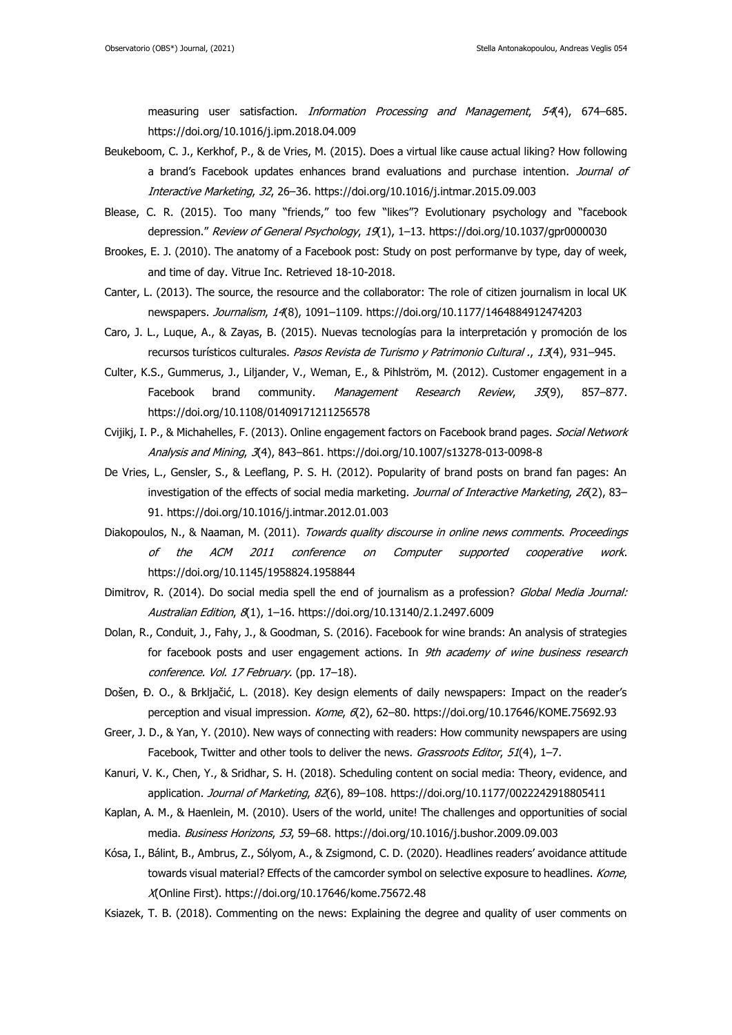measuring user satisfaction. *Information Processing and Management*, *54*(4), 674–685. https://doi.org/10.1016/j.ipm.2018.04.009

Beukeboom, C. J., Kerkhof, P., & de Vries, M. (2015). Does a virtual like cause actual liking? How following a brand's Facebook updates enhances brand evaluations and purchase intention. *Journal of Interactive Marketing*, *32*, 26–36. https://doi.org/10.1016/j.intmar.2015.09.003

Blease, C. R. (2015). Too many "friends," too few "likes"? Evolutionary psychology and "facebook depression." *Review of General Psychology*, *19*(1), 1–13. https://doi.org/10.1037/gpr0000030

Brookes, E. J. (2010). The anatomy of a Facebook post: Study on post performanve by type, day of week, and time of day. Vitrue Inc. Retrieved 18-10-2018.

Canter, L. (2013). The source, the resource and the collaborator: The role of citizen journalism in local UK newspapers. *Journalism*, *14*(8), 1091–1109. https://doi.org/10.1177/1464884912474203

Caro, J. L., Luque, A., & Zayas, B. (2015). Nuevas tecnologías para la interpretación y promoción de los recursos turísticos culturales. *Pasos Revista de Turismo y Patrimonio Cultural .*, *13*(4), 931–945.

Culter, K.S., Gummerus, J., Liljander, V., Weman, E., & Pihlström, M. (2012). Customer engagement in a Facebook brand community. *Management Research Review*, *35*(9), 857–877. https://doi.org/10.1108/01409171211256578

Cvijikj, I. P., & Michahelles, F. (2013). Online engagement factors on Facebook brand pages. *Social Network Analysis and Mining*, *3*(4), 843–861. https://doi.org/10.1007/s13278-013-0098-8

De Vries, L., Gensler, S., & Leeflang, P. S. H. (2012). Popularity of brand posts on brand fan pages: An investigation of the effects of social media marketing. *Journal of Interactive Marketing*, *26*(2), 83–91. https://doi.org/10.1016/j.intmar.2012.01.003

Diakopoulos, N., & Naaman, M. (2011). *Towards quality discourse in online news comments*. *Proceedings of the ACM 2011 conference on Computer supported cooperative work*. https://doi.org/10.1145/1958824.1958844

Dimitrov, R. (2014). Do social media spell the end of journalism as a profession? *Global Media Journal: Australian Edition*, *8*(1), 1–16. https://doi.org/10.13140/2.1.2497.6009

Dolan, R., Conduit, J., Fahy, J., & Goodman, S. (2016). Facebook for wine brands: An analysis of strategies for facebook posts and user engagement actions. In *9th academy of wine business research conference. Vol. 17 February.* (pp. 17–18).

Došen, Đ. O., & Brkljačić, L. (2018). Key design elements of daily newspapers: Impact on the reader's perception and visual impression. *Kome*, *6*(2), 62–80. https://doi.org/10.17646/KOME.75692.93

Greer, J. D., & Yan, Y. (2010). New ways of connecting with readers: How community newspapers are using Facebook, Twitter and other tools to deliver the news. *Grassroots Editor*, *51*(4), 1–7.

Kanuri, V. K., Chen, Y., & Sridhar, S. H. (2018). Scheduling content on social media: Theory, evidence, and application. *Journal of Marketing*, *82*(6), 89–108. https://doi.org/10.1177/0022242918805411

Kaplan, A. M., & Haenlein, M. (2010). Users of the world, unite! The challenges and opportunities of social media. *Business Horizons*, *53*, 59–68. https://doi.org/10.1016/j.bushor.2009.09.003

Kósa, I., Bálint, B., Ambrus, Z., Sólyom, A., & Zsigmond, C. D. (2020). Headlines readers' avoidance attitude towards visual material? Effects of the camcorder symbol on selective exposure to headlines. *Kome*, *X*(Online First). https://doi.org/10.17646/kome.75672.48

Ksiazek, T. B. (2018). Commenting on the news: Explaining the degree and quality of user comments on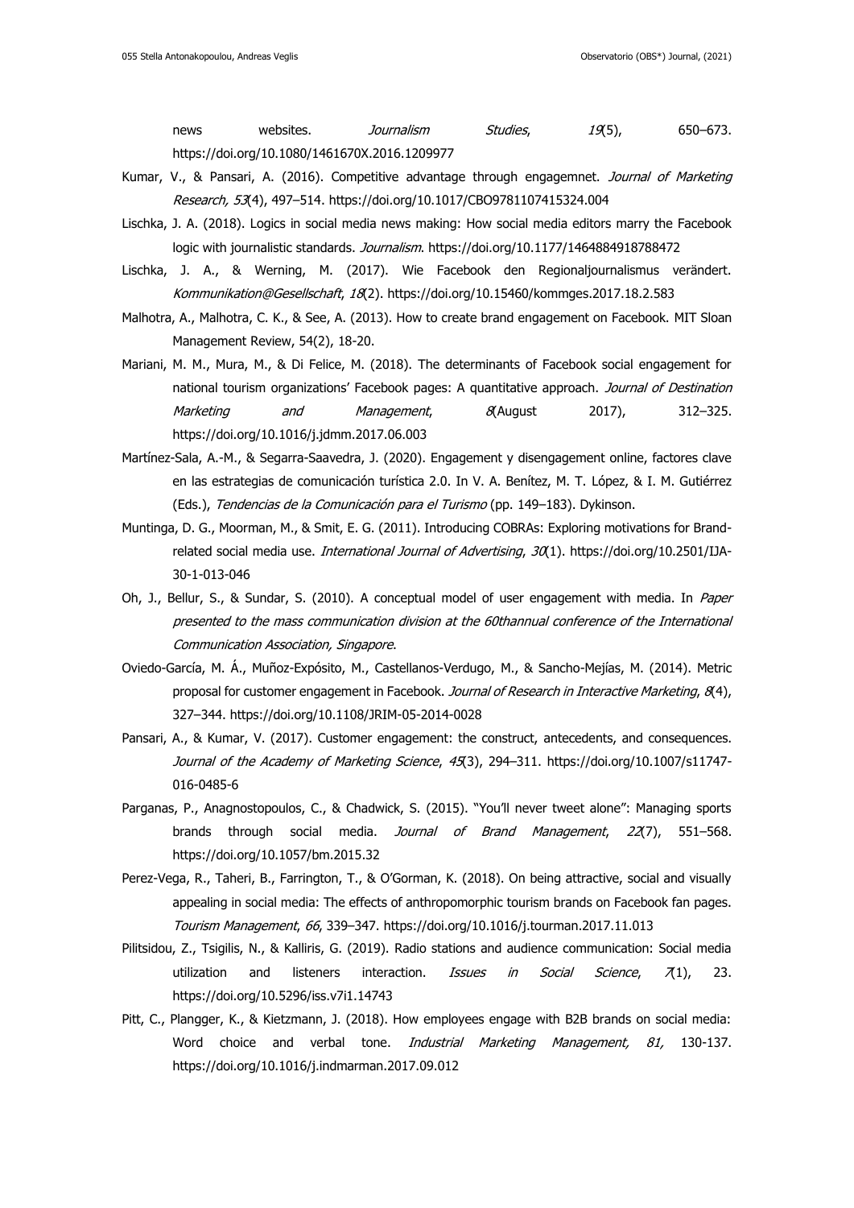news websites. *Journalism Studies*, *19*(5), 650–673. https://doi.org/10.1080/1461670X.2016.1209977

Kumar, V., & Pansari, A. (2016). Competitive advantage through engagemnet. *Journal of Marketing Research, 53*(4), 497–514. https://doi.org/10.1017/CBO9781107415324.004

Lischka, J. A. (2018). Logics in social media news making: How social media editors marry the Facebook logic with journalistic standards. *Journalism*. https://doi.org/10.1177/1464884918788472

Lischka, J. A., & Werning, M. (2017). Wie Facebook den Regionaljournalismus verändert. *Kommunikation@Gesellschaft*, *18*(2). https://doi.org/10.15460/kommges.2017.18.2.583

Malhotra, A., Malhotra, C. K., & See, A. (2013). How to create brand engagement on Facebook. MIT Sloan Management Review, 54(2), 18-20.

Mariani, M. M., Mura, M., & Di Felice, M. (2018). The determinants of Facebook social engagement for national tourism organizations' Facebook pages: A quantitative approach. *Journal of Destination Marketing and Management*, *8*(August 2017), 312–325. https://doi.org/10.1016/j.jdmm.2017.06.003

Martínez-Sala, A.-M., & Segarra-Saavedra, J. (2020). Engagement y disengagement online, factores clave en las estrategias de comunicación turística 2.0. In V. A. Benítez, M. T. López, & I. M. Gutiérrez (Eds.), *Tendencias de la Comunicación para el Turismo* (pp. 149–183). Dykinson.

Muntinga, D. G., Moorman, M., & Smit, E. G. (2011). Introducing COBRAs: Exploring motivations for Brand-related social media use. *International Journal of Advertising*, *30*(1). https://doi.org/10.2501/IJA-30-1-013-046

Oh, J., Bellur, S., & Sundar, S. (2010). A conceptual model of user engagement with media. In *Paper presented to the mass communication division at the 60thannual conference of the International Communication Association, Singapore*.

Oviedo-García, M. Á., Muñoz-Expósito, M., Castellanos-Verdugo, M., & Sancho-Mejías, M. (2014). Metric proposal for customer engagement in Facebook. *Journal of Research in Interactive Marketing*, *8*(4), 327–344. https://doi.org/10.1108/JRIM-05-2014-0028

Pansari, A., & Kumar, V. (2017). Customer engagement: the construct, antecedents, and consequences. *Journal of the Academy of Marketing Science*, *45*(3), 294–311. https://doi.org/10.1007/s11747-016-0485-6

Parganas, P., Anagnostopoulos, C., & Chadwick, S. (2015). "You'll never tweet alone": Managing sports brands through social media. *Journal of Brand Management*, *22*(7), 551–568. https://doi.org/10.1057/bm.2015.32

Perez-Vega, R., Taheri, B., Farrington, T., & O'Gorman, K. (2018). On being attractive, social and visually appealing in social media: The effects of anthropomorphic tourism brands on Facebook fan pages. *Tourism Management*, *66*, 339–347. https://doi.org/10.1016/j.tourman.2017.11.013

Pilitsidou, Z., Tsigilis, N., & Kalliris, G. (2019). Radio stations and audience communication: Social media utilization and listeners interaction. *Issues in Social Science*, *7*(1), 23. https://doi.org/10.5296/iss.v7i1.14743

Pitt, C., Plangger, K., & Kietzmann, J. (2018). How employees engage with B2B brands on social media: Word choice and verbal tone. *Industrial Marketing Management, 81,* 130-137. https://doi.org/10.1016/j.indmarman.2017.09.012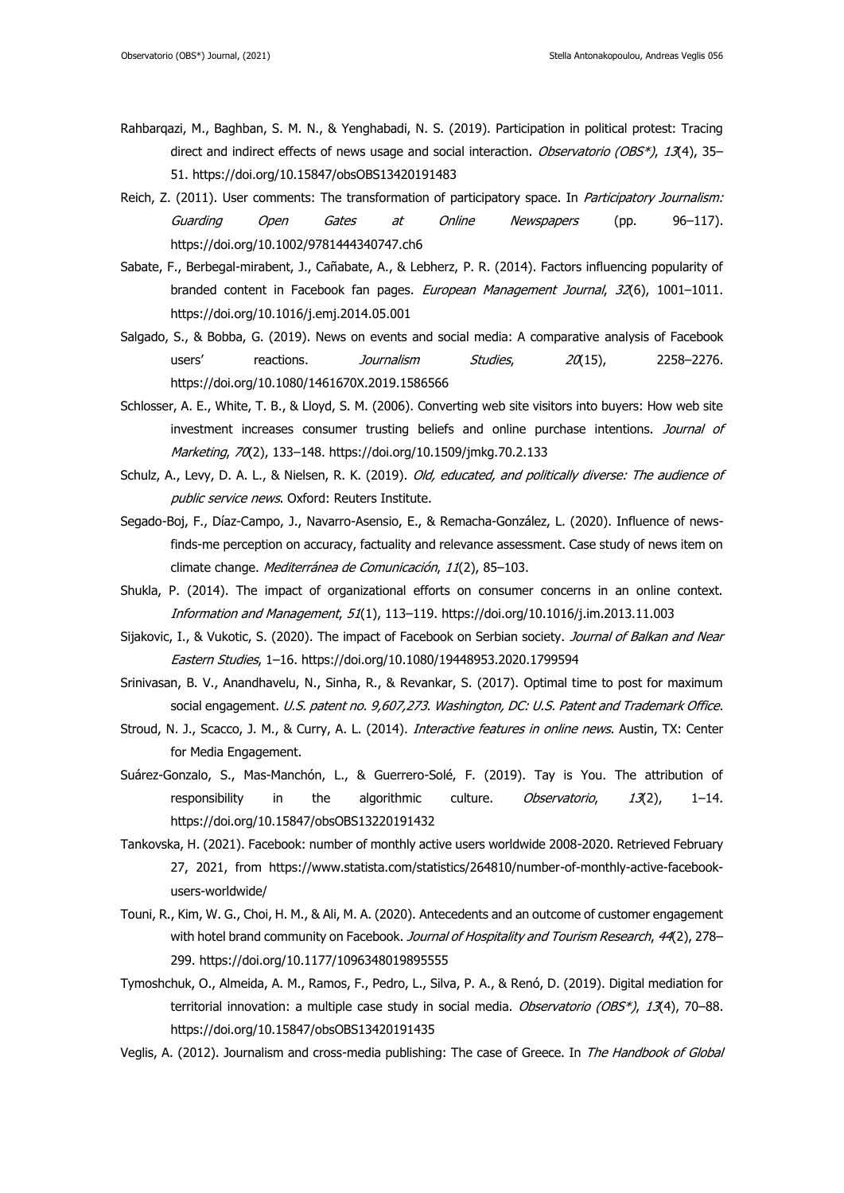Rahbarqazi, M., Baghban, S. M. N., & Yenghabadi, N. S. (2019). Participation in political protest: Tracing direct and indirect effects of news usage and social interaction. *Observatorio (OBS*)*, *13*(4), 35–51. https://doi.org/10.15847/obsOBS13420191483

Reich, Z. (2011). User comments: The transformation of participatory space. In *Participatory Journalism: Guarding Open Gates at Online Newspapers* (pp. 96–117). https://doi.org/10.1002/9781444340747.ch6

Sabate, F., Berbegal-mirabent, J., Cañabate, A., & Lebherz, P. R. (2014). Factors influencing popularity of branded content in Facebook fan pages. *European Management Journal*, *32*(6), 1001–1011. https://doi.org/10.1016/j.emj.2014.05.001

Salgado, S., & Bobba, G. (2019). News on events and social media: A comparative analysis of Facebook users' reactions. *Journalism Studies*, *20*(15), 2258–2276. https://doi.org/10.1080/1461670X.2019.1586566

Schlosser, A. E., White, T. B., & Lloyd, S. M. (2006). Converting web site visitors into buyers: How web site investment increases consumer trusting beliefs and online purchase intentions. *Journal of Marketing*, *70*(2), 133–148. https://doi.org/10.1509/jmkg.70.2.133

Schulz, A., Levy, D. A. L., & Nielsen, R. K. (2019). *Old, educated, and politically diverse: The audience of public service news*. Oxford: Reuters Institute.

Segado-Boj, F., Díaz-Campo, J., Navarro-Asensio, E., & Remacha-González, L. (2020). Influence of news-finds-me perception on accuracy, factuality and relevance assessment. Case study of news item on climate change. *Mediterránea de Comunicación*, *11*(2), 85–103.

Shukla, P. (2014). The impact of organizational efforts on consumer concerns in an online context. *Information and Management*, *51*(1), 113–119. https://doi.org/10.1016/j.im.2013.11.003

Sijakovic, I., & Vukotic, S. (2020). The impact of Facebook on Serbian society. *Journal of Balkan and Near Eastern Studies*, 1–16. https://doi.org/10.1080/19448953.2020.1799594

Srinivasan, B. V., Anandhavelu, N., Sinha, R., & Revankar, S. (2017). Optimal time to post for maximum social engagement. *U.S. patent no. 9,607,273. Washington, DC: U.S. Patent and Trademark Office*.

Stroud, N. J., Scacco, J. M., & Curry, A. L. (2014). *Interactive features in online news*. Austin, TX: Center for Media Engagement.

Suárez-Gonzalo, S., Mas-Manchón, L., & Guerrero-Solé, F. (2019). Tay is You. The attribution of responsibility in the algorithmic culture. *Observatorio*, *13*(2), 1–14. https://doi.org/10.15847/obsOBS13220191432

Tankovska, H. (2021). Facebook: number of monthly active users worldwide 2008-2020. Retrieved February 27, 2021, from https://www.statista.com/statistics/264810/number-of-monthly-active-facebook-users-worldwide/

Touni, R., Kim, W. G., Choi, H. M., & Ali, M. A. (2020). Antecedents and an outcome of customer engagement with hotel brand community on Facebook. *Journal of Hospitality and Tourism Research*, *44*(2), 278–299. https://doi.org/10.1177/1096348019895555

Tymoshchuk, O., Almeida, A. M., Ramos, F., Pedro, L., Silva, P. A., & Renó, D. (2019). Digital mediation for territorial innovation: a multiple case study in social media. *Observatorio (OBS*)*, *13*(4), 70–88. https://doi.org/10.15847/obsOBS13420191435

Veglis, A. (2012). Journalism and cross-media publishing: The case of Greece. In *The Handbook of Global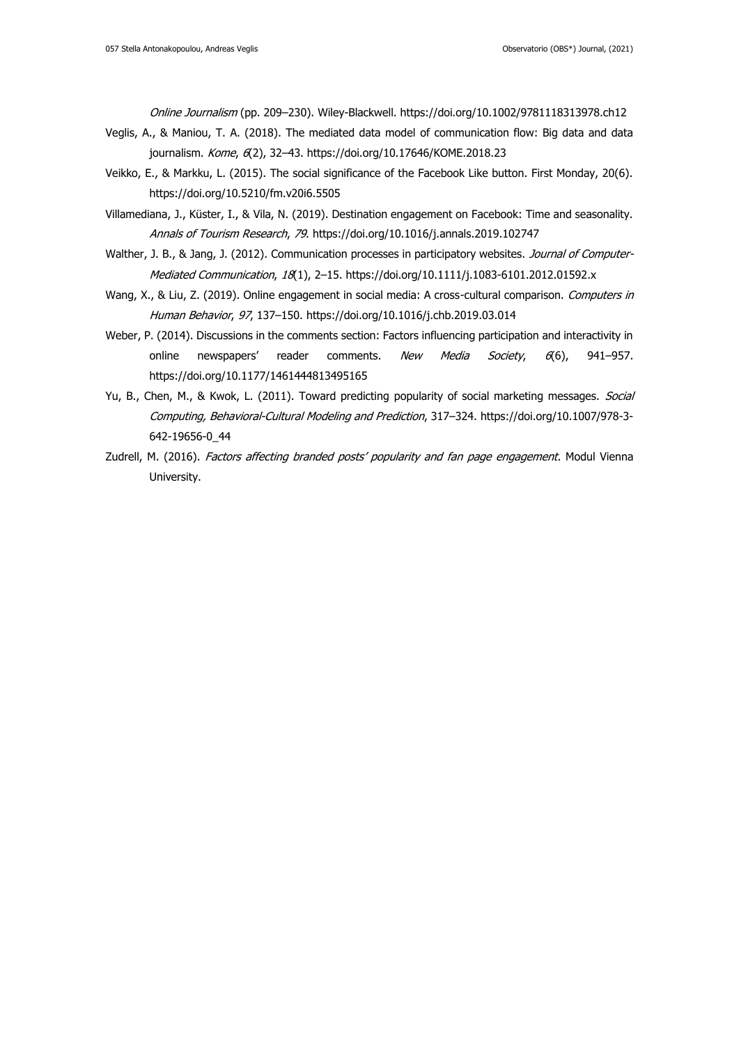*Online Journalism* (pp. 209–230). Wiley-Blackwell. https://doi.org/10.1002/9781118313978.ch12

Veglis, A., & Maniou, T. A. (2018). The mediated data model of communication flow: Big data and data journalism. *Kome*, *6*(2), 32–43. https://doi.org/10.17646/KOME.2018.23

Veikko, E., & Markku, L. (2015). The social significance of the Facebook Like button. First Monday, 20(6). https://doi.org/10.5210/fm.v20i6.5505

Villamediana, J., Küster, I., & Vila, N. (2019). Destination engagement on Facebook: Time and seasonality. *Annals of Tourism Research*, *79*. https://doi.org/10.1016/j.annals.2019.102747

Walther, J. B., & Jang, J. (2012). Communication processes in participatory websites. *Journal of Computer-Mediated Communication*, *18*(1), 2–15. https://doi.org/10.1111/j.1083-6101.2012.01592.x

Wang, X., & Liu, Z. (2019). Online engagement in social media: A cross-cultural comparison. *Computers in Human Behavior*, *97*, 137–150. https://doi.org/10.1016/j.chb.2019.03.014

Weber, P. (2014). Discussions in the comments section: Factors influencing participation and interactivity in online newspapers' reader comments. *New Media Society*, *6*(6), 941–957. https://doi.org/10.1177/1461444813495165

Yu, B., Chen, M., & Kwok, L. (2011). Toward predicting popularity of social marketing messages. *Social Computing, Behavioral-Cultural Modeling and Prediction*, 317–324. https://doi.org/10.1007/978-3-642-19656-0_44

Zudrell, M. (2016). *Factors affecting branded posts' popularity and fan page engagement*. Modul Vienna University.